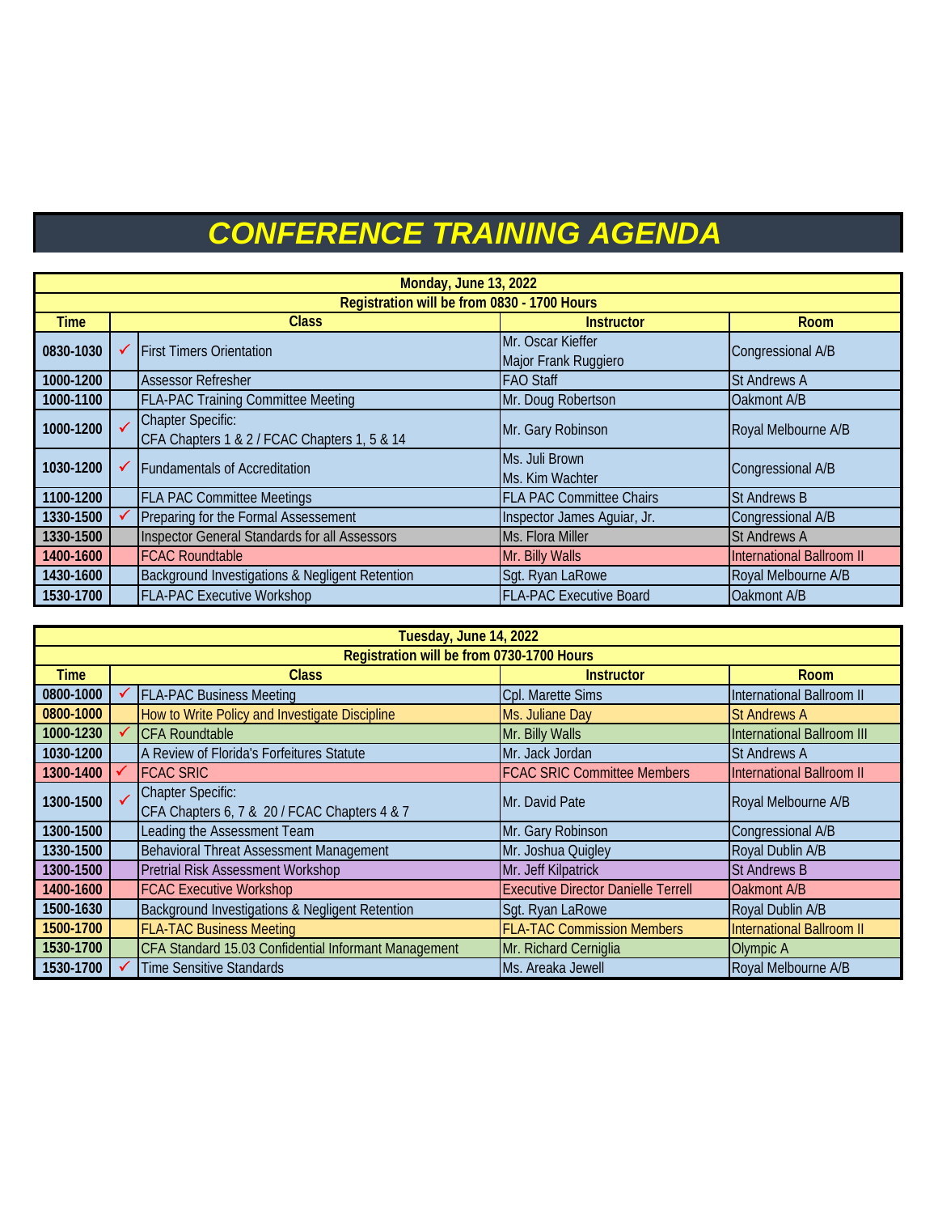# CONFERENCE TRAINING AGENDA

**Monday, June 13, 2022**

**Registration will be from 0830 - 1700 Hours**

| Time | | Class | Instructor | Room |
|---|---|---|---|---|
| 0830-1030 | ✓ | First Timers Orientation | Mr. Oscar Kieffer<br>Major Frank Ruggiero | Congressional A/B |
| 1000-1200 | | Assessor Refresher | FAO Staff | St Andrews A |
| 1000-1100 | | FLA-PAC Training Committee Meeting | Mr. Doug Robertson | Oakmont A/B |
| 1000-1200 | ✓ | Chapter Specific:<br>CFA Chapters 1 & 2 / FCAC Chapters 1, 5 & 14 | Mr. Gary Robinson | Royal Melbourne A/B |
| 1030-1200 | ✓ | Fundamentals of Accreditation | Ms. Juli Brown<br>Ms. Kim Wachter | Congressional A/B |
| 1100-1200 | | FLA PAC Committee Meetings | FLA PAC Committee Chairs | St Andrews B |
| 1330-1500 | ✓ | Preparing for the Formal Assessement | Inspector James Aguiar, Jr. | Congressional A/B |
| 1330-1500 | | Inspector General Standards for all Assessors | Ms. Flora Miller | St Andrews A |
| 1400-1600 | | FCAC Roundtable | Mr. Billy Walls | International Ballroom II |
| 1430-1600 | | Background Investigations & Negligent Retention | Sgt. Ryan LaRowe | Royal Melbourne A/B |
| 1530-1700 | | FLA-PAC Executive Workshop | FLA-PAC Executive Board | Oakmont A/B |

**Tuesday, June 14, 2022**

**Registration will be from 0730-1700 Hours**

| Time | | Class | Instructor | Room |
|---|---|---|---|---|
| 0800-1000 | ✓ | FLA-PAC Business Meeting | Cpl. Marette Sims | International Ballroom II |
| 0800-1000 | | How to Write Policy and Investigate Discipline | Ms. Juliane Day | St Andrews A |
| 1000-1230 | ✓ | CFA Roundtable | Mr. Billy Walls | International Ballroom III |
| 1030-1200 | | A Review of Florida's Forfeitures Statute | Mr. Jack Jordan | St Andrews A |
| 1300-1400 | ✓ | FCAC SRIC | FCAC SRIC Committee Members | International Ballroom II |
| 1300-1500 | ✓ | Chapter Specific:<br>CFA Chapters 6, 7 & 20 / FCAC Chapters 4 & 7 | Mr. David Pate | Royal Melbourne A/B |
| 1300-1500 | | Leading the Assessment Team | Mr. Gary Robinson | Congressional A/B |
| 1330-1500 | | Behavioral Threat Assessment Management | Mr. Joshua Quigley | Royal Dublin A/B |
| 1300-1500 | | Pretrial Risk Assessment Workshop | Mr. Jeff Kilpatrick | St Andrews B |
| 1400-1600 | | FCAC Executive Workshop | Executive Director Danielle Terrell | Oakmont A/B |
| 1500-1630 | | Background Investigations & Negligent Retention | Sgt. Ryan LaRowe | Royal Dublin A/B |
| 1500-1700 | | FLA-TAC Business Meeting | FLA-TAC Commission Members | International Ballroom II |
| 1530-1700 | | CFA Standard 15.03 Confidential Informant Management | Mr. Richard Cerniglia | Olympic A |
| 1530-1700 | ✓ | Time Sensitive Standards | Ms. Areaka Jewell | Royal Melbourne A/B |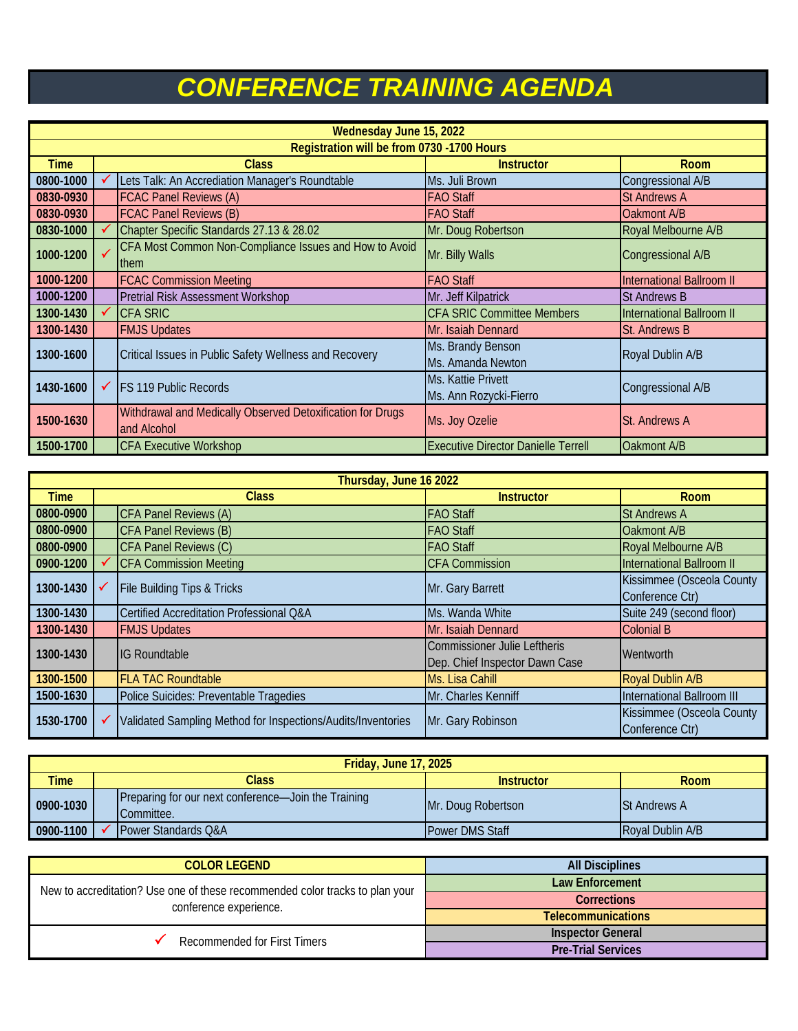# CONFERENCE TRAINING AGENDA

| Wednesday June 15, 2022 | | | | |
|---|---|---|---|---|
| Registration will be from 0730 -1700 Hours | | | | |
| **Time** | | **Class** | **Instructor** | **Room** |
| 0800-1000 | ✓ | Lets Talk: An Accrediation Manager's Roundtable | Ms. Juli Brown | Congressional A/B |
| 0830-0930 | | FCAC Panel Reviews (A) | FAO Staff | St Andrews A |
| 0830-0930 | | FCAC Panel Reviews (B) | FAO Staff | Oakmont A/B |
| 0830-1000 | ✓ | Chapter Specific Standards 27.13 & 28.02 | Mr. Doug Robertson | Royal Melbourne A/B |
| 1000-1200 | ✓ | CFA Most Common Non-Compliance Issues and How to Avoid them | Mr. Billy Walls | Congressional A/B |
| 1000-1200 | | FCAC Commission Meeting | FAO Staff | International Ballroom II |
| 1000-1200 | | Pretrial Risk Assessment Workshop | Mr. Jeff Kilpatrick | St Andrews B |
| 1300-1430 | ✓ | CFA SRIC | CFA SRIC Committee Members | International Ballroom II |
| 1300-1430 | | FMJS Updates | Mr. Isaiah Dennard | St. Andrews B |
| 1300-1600 | | Critical Issues in Public Safety Wellness and Recovery | Ms. Brandy Benson<br>Ms. Amanda Newton | Royal Dublin A/B |
| 1430-1600 | ✓ | FS 119 Public Records | Ms. Kattie Privett<br>Ms. Ann Rozycki-Fierro | Congressional A/B |
| 1500-1630 | | Withdrawal and Medically Observed Detoxification for Drugs and Alcohol | Ms. Joy Ozelie | St. Andrews A |
| 1500-1700 | | CFA Executive Workshop | Executive Director Danielle Terrell | Oakmont A/B |

| Thursday, June 16 2022 | | | | |
|---|---|---|---|---|
| **Time** | | **Class** | **Instructor** | **Room** |
| 0800-0900 | | CFA Panel Reviews (A) | FAO Staff | St Andrews A |
| 0800-0900 | | CFA Panel Reviews (B) | FAO Staff | Oakmont A/B |
| 0800-0900 | | CFA Panel Reviews (C) | FAO Staff | Royal Melbourne A/B |
| 0900-1200 | ✓ | CFA Commission Meeting | CFA Commission | International Ballroom II |
| 1300-1430 | ✓ | File Building Tips & Tricks | Mr. Gary Barrett | Kissimmee (Osceola County Conference Ctr) |
| 1300-1430 | | Certified Accreditation Professional Q&A | Ms. Wanda White | Suite 249 (second floor) |
| 1300-1430 | | FMJS Updates | Mr. Isaiah Dennard | Colonial B |
| 1300-1430 | | IG Roundtable | Commissioner Julie Leftheris<br>Dep. Chief Inspector Dawn Case | Wentworth |
| 1300-1500 | | FLA TAC Roundtable | Ms. Lisa Cahill | Royal Dublin A/B |
| 1500-1630 | | Police Suicides: Preventable Tragedies | Mr. Charles Kenniff | International Ballroom III |
| 1530-1700 | ✓ | Validated Sampling Method for Inspections/Audits/Inventories | Mr. Gary Robinson | Kissimmee (Osceola County Conference Ctr) |

| Friday, June 17, 2025 | | | | |
|---|---|---|---|---|
| **Time** | | **Class** | **Instructor** | **Room** |
| 0900-1030 | | Preparing for our next conference—Join the Training Committee. | Mr. Doug Robertson | St Andrews A |
| 0900-1100 | ✓ | Power Standards Q&A | Power DMS Staff | Royal Dublin A/B |

| COLOR LEGEND | |
|---|---|
| New to accreditation? Use one of these recommended color tracks to plan your conference experience. | **All Disciplines** |
| | **Law Enforcement** |
| | **Corrections** |
| | **Telecommunications** |
| ✓ Recommended for First Timers | **Inspector General** |
| | **Pre-Trial Services** |